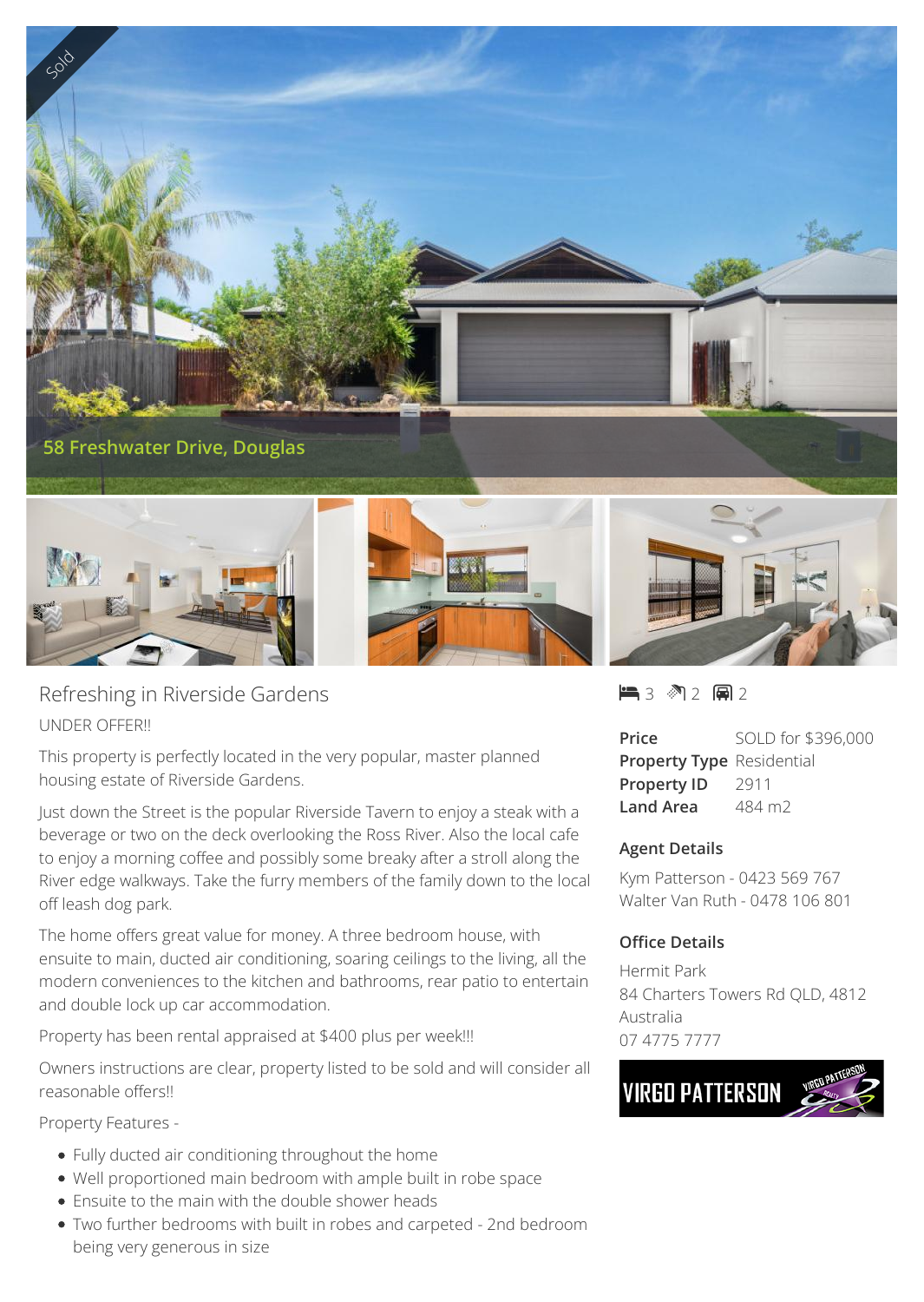Sold

58 Freshwater Drive, Douglas

# Refreshing in Riverside Gardens

UNDER OFFER!!

This property is perfectly located in the very popular, master planned housing estate of Riverside Gardens.

Just down the Street is the popular Riverside Tavern to enjoy a steak with a beverage or two on the deck overlooking the Ross River. Also the local cafe to enjoy a morning coffee and possibly some breaky after a stroll along the River edge walkways. Take the furry members of the family down to the local off leash dog park.

The home offers great value for money. A three bedroom house, with ensuite to main, ducted air conditioning, soaring ceilings to the living, all the modern conveniences to the kitchen and bathrooms, rear patio to entertain and double lock up car accommodation.

Property has been rental appraised at $400 plus per week!!!

Owners instructions are clear, property listed to be sold and will consider all reasonable offers!!

Property Features -

- Fully ducted air conditioning throughout the home
- Well proportioned main bedroom with ample built in robe space
- Ensuite to the main with the double shower heads
- Two further bedrooms with built in robes and carpeted - 2nd bedroom being very generous in size

3 2 2

| | |
|---|---|
| **Price** | SOLD for $396,000 |
| **Property Type** | Residential |
| **Property ID** | 2911 |
| **Land Area** | 484 m2 |

## Agent Details

Kym Patterson - 0423 569 767
Walter Van Ruth - 0478 106 801

## Office Details

Hermit Park
84 Charters Towers Rd QLD, 4812
Australia
07 4775 7777

VIRGO PATTERSON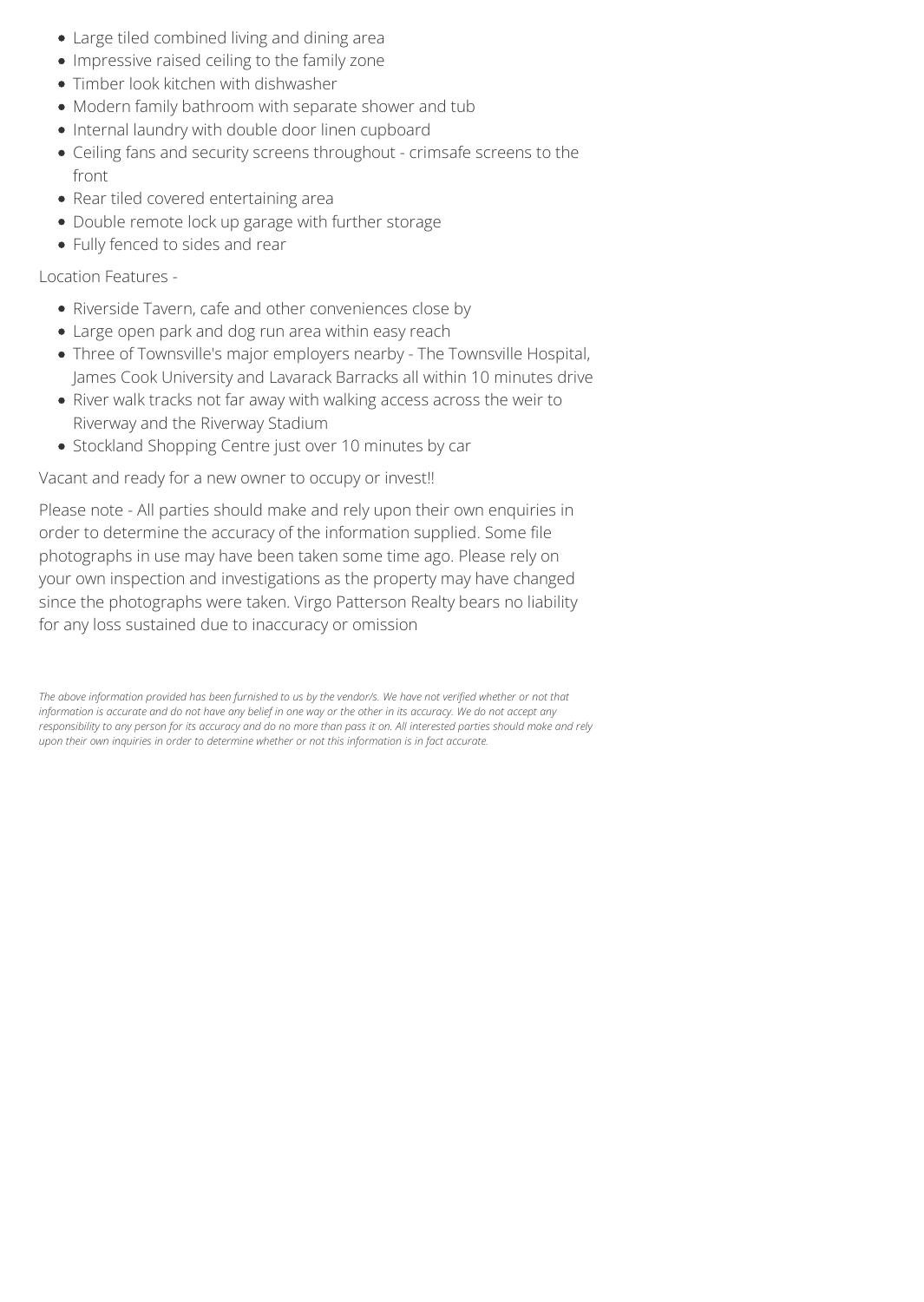- Large tiled combined living and dining area
- Impressive raised ceiling to the family zone
- Timber look kitchen with dishwasher
- Modern family bathroom with separate shower and tub
- Internal laundry with double door linen cupboard
- Ceiling fans and security screens throughout - crimsafe screens to the front
- Rear tiled covered entertaining area
- Double remote lock up garage with further storage
- Fully fenced to sides and rear

Location Features -

- Riverside Tavern, cafe and other conveniences close by
- Large open park and dog run area within easy reach
- Three of Townsville's major employers nearby - The Townsville Hospital, James Cook University and Lavarack Barracks all within 10 minutes drive
- River walk tracks not far away with walking access across the weir to Riverway and the Riverway Stadium
- Stockland Shopping Centre just over 10 minutes by car

Vacant and ready for a new owner to occupy or invest!!

Please note - All parties should make and rely upon their own enquiries in order to determine the accuracy of the information supplied. Some file photographs in use may have been taken some time ago. Please rely on your own inspection and investigations as the property may have changed since the photographs were taken. Virgo Patterson Realty bears no liability for any loss sustained due to inaccuracy or omission

*The above information provided has been furnished to us by the vendor/s. We have not verified whether or not that information is accurate and do not have any belief in one way or the other in its accuracy. We do not accept any responsibility to any person for its accuracy and do no more than pass it on. All interested parties should make and rely upon their own inquiries in order to determine whether or not this information is in fact accurate.*